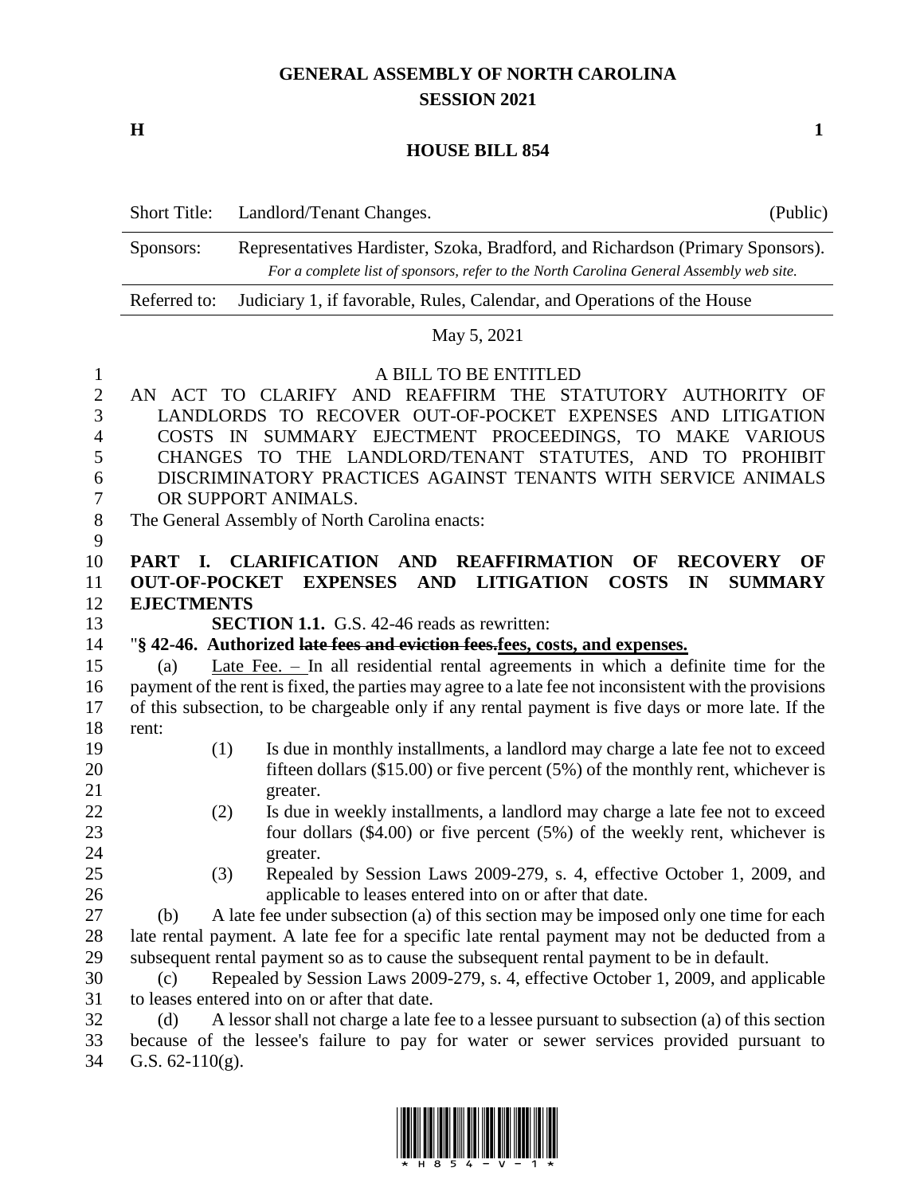# GENERAL ASSEMBLY OF NORTH CAROLINA
## SESSION 2021

**H** **1**

## HOUSE BILL 854

| | | |
|---|---|---|
| Short Title: | Landlord/Tenant Changes. | (Public) |
| Sponsors: | Representatives Hardister, Szoka, Bradford, and Richardson (Primary Sponsors). *For a complete list of sponsors, refer to the North Carolina General Assembly web site.* | |
| Referred to: | Judiciary 1, if favorable, Rules, Calendar, and Operations of the House | |

May 5, 2021

A BILL TO BE ENTITLED

AN ACT TO CLARIFY AND REAFFIRM THE STATUTORY AUTHORITY OF LANDLORDS TO RECOVER OUT-OF-POCKET EXPENSES AND LITIGATION COSTS IN SUMMARY EJECTMENT PROCEEDINGS, TO MAKE VARIOUS CHANGES TO THE LANDLORD/TENANT STATUTES, AND TO PROHIBIT DISCRIMINATORY PRACTICES AGAINST TENANTS WITH SERVICE ANIMALS OR SUPPORT ANIMALS.

The General Assembly of North Carolina enacts:

**PART I. CLARIFICATION AND REAFFIRMATION OF RECOVERY OF OUT-OF-POCKET EXPENSES AND LITIGATION COSTS IN SUMMARY EJECTMENTS**

**SECTION 1.1.** G.S. 42-46 reads as rewritten:

"**§ 42-46. Authorized ~~late fees and eviction fees.~~<u>fees, costs, and expenses.</u>**

(a) <u>Late Fee. –</u> In all residential rental agreements in which a definite time for the payment of the rent is fixed, the parties may agree to a late fee not inconsistent with the provisions of this subsection, to be chargeable only if any rental payment is five days or more late. If the rent:

(1) Is due in monthly installments, a landlord may charge a late fee not to exceed fifteen dollars ($15.00) or five percent (5%) of the monthly rent, whichever is greater.

(2) Is due in weekly installments, a landlord may charge a late fee not to exceed four dollars ($4.00) or five percent (5%) of the weekly rent, whichever is greater.

(3) Repealed by Session Laws 2009-279, s. 4, effective October 1, 2009, and applicable to leases entered into on or after that date.

(b) A late fee under subsection (a) of this section may be imposed only one time for each late rental payment. A late fee for a specific late rental payment may not be deducted from a subsequent rental payment so as to cause the subsequent rental payment to be in default.

(c) Repealed by Session Laws 2009-279, s. 4, effective October 1, 2009, and applicable to leases entered into on or after that date.

(d) A lessor shall not charge a late fee to a lessee pursuant to subsection (a) of this section because of the lessee's failure to pay for water or sewer services provided pursuant to G.S. 62-110(g).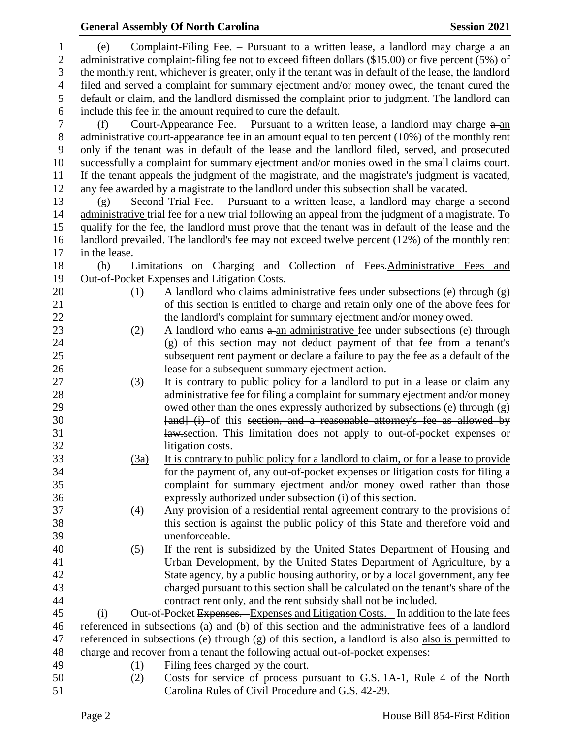(e) Complaint-Filing Fee. – Pursuant to a written lease, a landlord may charge ~~a~~ an administrative complaint-filing fee not to exceed fifteen dollars ($15.00) or five percent (5%) of the monthly rent, whichever is greater, only if the tenant was in default of the lease, the landlord filed and served a complaint for summary ejectment and/or money owed, the tenant cured the default or claim, and the landlord dismissed the complaint prior to judgment. The landlord can include this fee in the amount required to cure the default.

(f) Court-Appearance Fee. – Pursuant to a written lease, a landlord may charge ~~a~~ an administrative court-appearance fee in an amount equal to ten percent (10%) of the monthly rent only if the tenant was in default of the lease and the landlord filed, served, and prosecuted successfully a complaint for summary ejectment and/or monies owed in the small claims court. If the tenant appeals the judgment of the magistrate, and the magistrate's judgment is vacated, any fee awarded by a magistrate to the landlord under this subsection shall be vacated.

(g) Second Trial Fee. – Pursuant to a written lease, a landlord may charge a second administrative trial fee for a new trial following an appeal from the judgment of a magistrate. To qualify for the fee, the landlord must prove that the tenant was in default of the lease and the landlord prevailed. The landlord's fee may not exceed twelve percent (12%) of the monthly rent in the lease.

(h) Limitations on Charging and Collection of ~~Fees.~~Administrative Fees and Out-of-Pocket Expenses and Litigation Costs.

(1) A landlord who claims administrative fees under subsections (e) through (g) of this section is entitled to charge and retain only one of the above fees for the landlord's complaint for summary ejectment and/or money owed.

(2) A landlord who earns ~~a~~ an administrative fee under subsections (e) through (g) of this section may not deduct payment of that fee from a tenant's subsequent rent payment or declare a failure to pay the fee as a default of the lease for a subsequent summary ejectment action.

(3) It is contrary to public policy for a landlord to put in a lease or claim any administrative fee for filing a complaint for summary ejectment and/or money owed other than the ones expressly authorized by subsections (e) through (g) ~~[and] (i)~~ of this ~~section, and a reasonable attorney's fee as allowed by law.~~section. This limitation does not apply to out-of-pocket expenses or litigation costs.

(3a) It is contrary to public policy for a landlord to claim, or for a lease to provide for the payment of, any out-of-pocket expenses or litigation costs for filing a complaint for summary ejectment and/or money owed rather than those expressly authorized under subsection (i) of this section.

(4) Any provision of a residential rental agreement contrary to the provisions of this section is against the public policy of this State and therefore void and unenforceable.

(5) If the rent is subsidized by the United States Department of Housing and Urban Development, by the United States Department of Agriculture, by a State agency, by a public housing authority, or by a local government, any fee charged pursuant to this section shall be calculated on the tenant's share of the contract rent only, and the rent subsidy shall not be included.

(i) Out-of-Pocket ~~Expenses. –~~Expenses and Litigation Costs. – In addition to the late fees referenced in subsections (a) and (b) of this section and the administrative fees of a landlord referenced in subsections (e) through (g) of this section, a landlord ~~is also~~ also is permitted to charge and recover from a tenant the following actual out-of-pocket expenses:

(1) Filing fees charged by the court.

(2) Costs for service of process pursuant to G.S. 1A-1, Rule 4 of the North Carolina Rules of Civil Procedure and G.S. 42-29.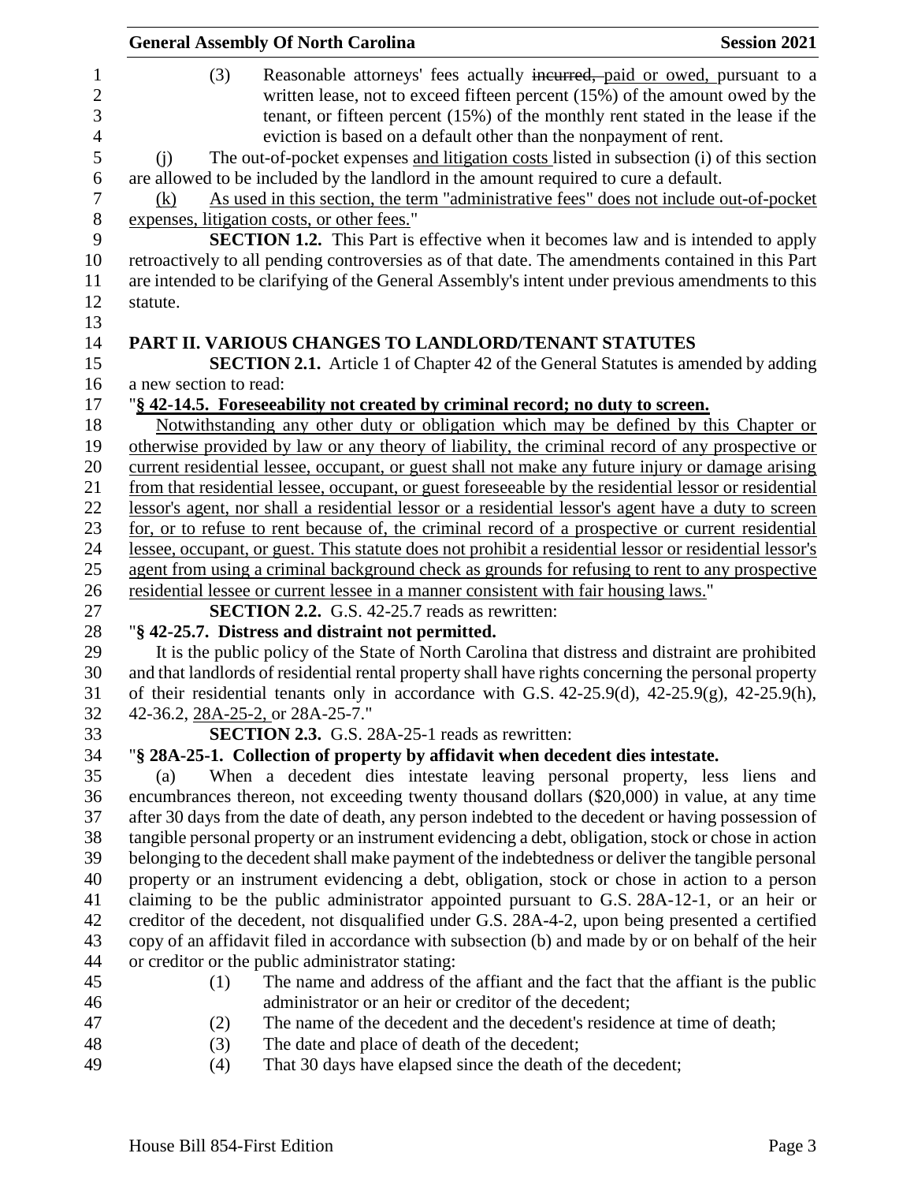(3) Reasonable attorneys' fees actually ~~incurred,~~ paid or owed, pursuant to a written lease, not to exceed fifteen percent (15%) of the amount owed by the tenant, or fifteen percent (15%) of the monthly rent stated in the lease if the eviction is based on a default other than the nonpayment of rent.

(j) The out-of-pocket expenses <u>and litigation costs</u> listed in subsection (i) of this section are allowed to be included by the landlord in the amount required to cure a default.

<u>(k) As used in this section, the term "administrative fees" does not include out-of-pocket expenses, litigation costs, or other fees.</u>"

**SECTION 1.2.** This Part is effective when it becomes law and is intended to apply retroactively to all pending controversies as of that date. The amendments contained in this Part are intended to be clarifying of the General Assembly's intent under previous amendments to this statute.

**PART II. VARIOUS CHANGES TO LANDLORD/TENANT STATUTES**

**SECTION 2.1.** Article 1 of Chapter 42 of the General Statutes is amended by adding a new section to read:

"**<u>§ 42-14.5. Foreseeability not created by criminal record; no duty to screen.</u>**

<u>Notwithstanding any other duty or obligation which may be defined by this Chapter or otherwise provided by law or any theory of liability, the criminal record of any prospective or current residential lessee, occupant, or guest shall not make any future injury or damage arising from that residential lessee, occupant, or guest foreseeable by the residential lessor or residential lessor's agent, nor shall a residential lessor or a residential lessor's agent have a duty to screen for, or to refuse to rent because of, the criminal record of a prospective or current residential lessee, occupant, or guest. This statute does not prohibit a residential lessor or residential lessor's agent from using a criminal background check as grounds for refusing to rent to any prospective residential lessee or current lessee in a manner consistent with fair housing laws.</u>"

**SECTION 2.2.** G.S. 42-25.7 reads as rewritten:

"**§ 42-25.7. Distress and distraint not permitted.**

It is the public policy of the State of North Carolina that distress and distraint are prohibited and that landlords of residential rental property shall have rights concerning the personal property of their residential tenants only in accordance with G.S. 42-25.9(d), 42-25.9(g), 42-25.9(h), 42-36.2, <u>28A-25-2,</u> or 28A-25-7."

**SECTION 2.3.** G.S. 28A-25-1 reads as rewritten:

"**§ 28A-25-1. Collection of property by affidavit when decedent dies intestate.**

(a) When a decedent dies intestate leaving personal property, less liens and encumbrances thereon, not exceeding twenty thousand dollars ($20,000) in value, at any time after 30 days from the date of death, any person indebted to the decedent or having possession of tangible personal property or an instrument evidencing a debt, obligation, stock or chose in action belonging to the decedent shall make payment of the indebtedness or deliver the tangible personal property or an instrument evidencing a debt, obligation, stock or chose in action to a person claiming to be the public administrator appointed pursuant to G.S. 28A-12-1, or an heir or creditor of the decedent, not disqualified under G.S. 28A-4-2, upon being presented a certified copy of an affidavit filed in accordance with subsection (b) and made by or on behalf of the heir or creditor or the public administrator stating:

(1) The name and address of the affiant and the fact that the affiant is the public administrator or an heir or creditor of the decedent;

(2) The name of the decedent and the decedent's residence at time of death;

(3) The date and place of death of the decedent;

(4) That 30 days have elapsed since the death of the decedent;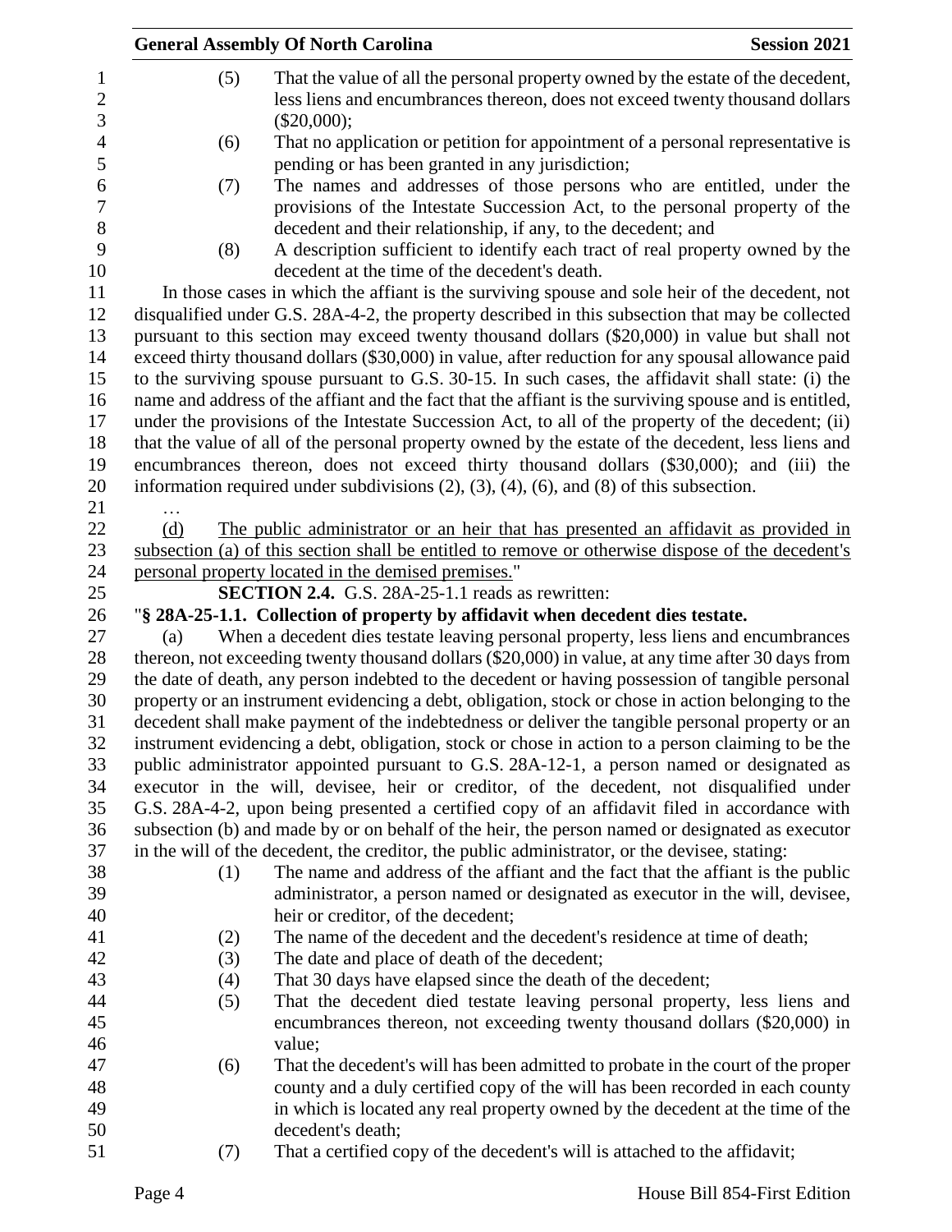(5) That the value of all the personal property owned by the estate of the decedent, less liens and encumbrances thereon, does not exceed twenty thousand dollars ($20,000);

(6) That no application or petition for appointment of a personal representative is pending or has been granted in any jurisdiction;

(7) The names and addresses of those persons who are entitled, under the provisions of the Intestate Succession Act, to the personal property of the decedent and their relationship, if any, to the decedent; and

(8) A description sufficient to identify each tract of real property owned by the decedent at the time of the decedent's death.

In those cases in which the affiant is the surviving spouse and sole heir of the decedent, not disqualified under G.S. 28A-4-2, the property described in this subsection that may be collected pursuant to this section may exceed twenty thousand dollars ($20,000) in value but shall not exceed thirty thousand dollars ($30,000) in value, after reduction for any spousal allowance paid to the surviving spouse pursuant to G.S. 30-15. In such cases, the affidavit shall state: (i) the name and address of the affiant and the fact that the affiant is the surviving spouse and is entitled, under the provisions of the Intestate Succession Act, to all of the property of the decedent; (ii) that the value of all of the personal property owned by the estate of the decedent, less liens and encumbrances thereon, does not exceed thirty thousand dollars ($30,000); and (iii) the information required under subdivisions (2), (3), (4), (6), and (8) of this subsection.

…

<u>(d) The public administrator or an heir that has presented an affidavit as provided in subsection (a) of this section shall be entitled to remove or otherwise dispose of the decedent's personal property located in the demised premises.</u>"

**SECTION 2.4.** G.S. 28A-25-1.1 reads as rewritten:

"**§ 28A-25-1.1. Collection of property by affidavit when decedent dies testate.**

(a) When a decedent dies testate leaving personal property, less liens and encumbrances thereon, not exceeding twenty thousand dollars ($20,000) in value, at any time after 30 days from the date of death, any person indebted to the decedent or having possession of tangible personal property or an instrument evidencing a debt, obligation, stock or chose in action belonging to the decedent shall make payment of the indebtedness or deliver the tangible personal property or an instrument evidencing a debt, obligation, stock or chose in action to a person claiming to be the public administrator appointed pursuant to G.S. 28A-12-1, a person named or designated as executor in the will, devisee, heir or creditor, of the decedent, not disqualified under G.S. 28A-4-2, upon being presented a certified copy of an affidavit filed in accordance with subsection (b) and made by or on behalf of the heir, the person named or designated as executor in the will of the decedent, the creditor, the public administrator, or the devisee, stating:

(1) The name and address of the affiant and the fact that the affiant is the public administrator, a person named or designated as executor in the will, devisee, heir or creditor, of the decedent;

(2) The name of the decedent and the decedent's residence at time of death;

(3) The date and place of death of the decedent;

(4) That 30 days have elapsed since the death of the decedent;

(5) That the decedent died testate leaving personal property, less liens and encumbrances thereon, not exceeding twenty thousand dollars ($20,000) in value;

(6) That the decedent's will has been admitted to probate in the court of the proper county and a duly certified copy of the will has been recorded in each county in which is located any real property owned by the decedent at the time of the decedent's death;

(7) That a certified copy of the decedent's will is attached to the affidavit;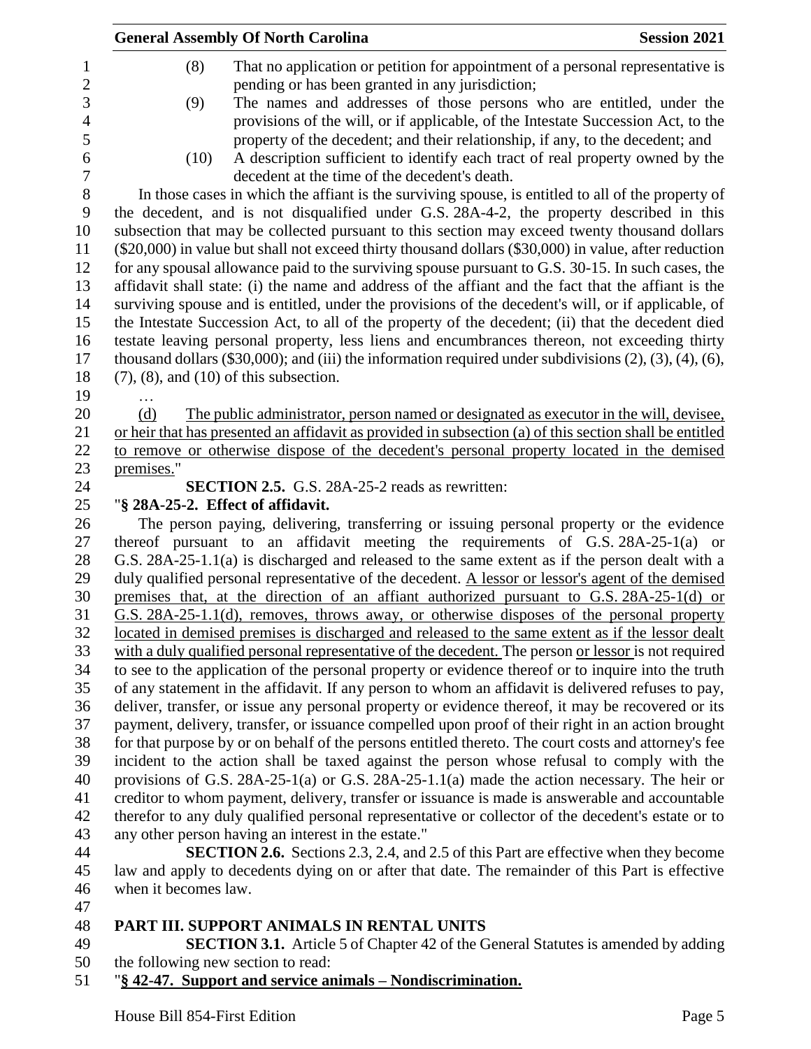(8) That no application or petition for appointment of a personal representative is pending or has been granted in any jurisdiction;

(9) The names and addresses of those persons who are entitled, under the provisions of the will, or if applicable, of the Intestate Succession Act, to the property of the decedent; and their relationship, if any, to the decedent; and

(10) A description sufficient to identify each tract of real property owned by the decedent at the time of the decedent's death.

In those cases in which the affiant is the surviving spouse, is entitled to all of the property of the decedent, and is not disqualified under G.S. 28A-4-2, the property described in this subsection that may be collected pursuant to this section may exceed twenty thousand dollars ($20,000) in value but shall not exceed thirty thousand dollars ($30,000) in value, after reduction for any spousal allowance paid to the surviving spouse pursuant to G.S. 30-15. In such cases, the affidavit shall state: (i) the name and address of the affiant and the fact that the affiant is the surviving spouse and is entitled, under the provisions of the decedent's will, or if applicable, of the Intestate Succession Act, to all of the property of the decedent; (ii) that the decedent died testate leaving personal property, less liens and encumbrances thereon, not exceeding thirty thousand dollars ($30,000); and (iii) the information required under subdivisions (2), (3), (4), (6), (7), (8), and (10) of this subsection.

…

<u>(d) The public administrator, person named or designated as executor in the will, devisee, or heir that has presented an affidavit as provided in subsection (a) of this section shall be entitled to remove or otherwise dispose of the decedent's personal property located in the demised premises.</u>"

**SECTION 2.5.** G.S. 28A-25-2 reads as rewritten:

"**§ 28A-25-2. Effect of affidavit.**

The person paying, delivering, transferring or issuing personal property or the evidence thereof pursuant to an affidavit meeting the requirements of G.S. 28A-25-1(a) or G.S. 28A-25-1.1(a) is discharged and released to the same extent as if the person dealt with a duly qualified personal representative of the decedent. <u>A lessor or lessor's agent of the demised premises that, at the direction of an affiant authorized pursuant to G.S. 28A-25-1(d) or G.S. 28A-25-1.1(d), removes, throws away, or otherwise disposes of the personal property located in demised premises is discharged and released to the same extent as if the lessor dealt with a duly qualified personal representative of the decedent.</u> The person <u>or lessor</u> is not required to see to the application of the personal property or evidence thereof or to inquire into the truth of any statement in the affidavit. If any person to whom an affidavit is delivered refuses to pay, deliver, transfer, or issue any personal property or evidence thereof, it may be recovered or its payment, delivery, transfer, or issuance compelled upon proof of their right in an action brought for that purpose by or on behalf of the persons entitled thereto. The court costs and attorney's fee incident to the action shall be taxed against the person whose refusal to comply with the provisions of G.S. 28A-25-1(a) or G.S. 28A-25-1.1(a) made the action necessary. The heir or creditor to whom payment, delivery, transfer or issuance is made is answerable and accountable therefor to any duly qualified personal representative or collector of the decedent's estate or to any other person having an interest in the estate."

**SECTION 2.6.** Sections 2.3, 2.4, and 2.5 of this Part are effective when they become law and apply to decedents dying on or after that date. The remainder of this Part is effective when it becomes law.

## PART III. SUPPORT ANIMALS IN RENTAL UNITS

**SECTION 3.1.** Article 5 of Chapter 42 of the General Statutes is amended by adding the following new section to read:

"**<u>§ 42-47. Support and service animals – Nondiscrimination.</u>**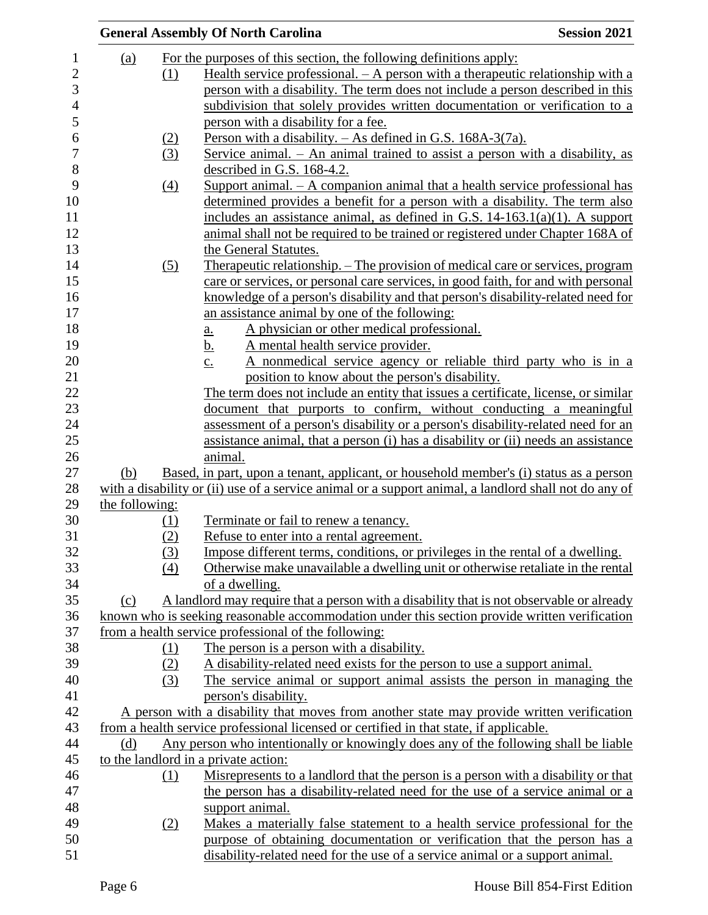(a) For the purposes of this section, the following definitions apply:

(1) Health service professional. – A person with a therapeutic relationship with a person with a disability. The term does not include a person described in this subdivision that solely provides written documentation or verification to a person with a disability for a fee.

(2) Person with a disability. – As defined in G.S. 168A-3(7a).

(3) Service animal. – An animal trained to assist a person with a disability, as described in G.S. 168-4.2.

(4) Support animal. – A companion animal that a health service professional has determined provides a benefit for a person with a disability. The term also includes an assistance animal, as defined in G.S. 14-163.1(a)(1). A support animal shall not be required to be trained or registered under Chapter 168A of the General Statutes.

(5) Therapeutic relationship. – The provision of medical care or services, program care or services, or personal care services, in good faith, for and with personal knowledge of a person's disability and that person's disability-related need for an assistance animal by one of the following:

a. A physician or other medical professional.

b. A mental health service provider.

c. A nonmedical service agency or reliable third party who is in a position to know about the person's disability.

The term does not include an entity that issues a certificate, license, or similar document that purports to confirm, without conducting a meaningful assessment of a person's disability or a person's disability-related need for an assistance animal, that a person (i) has a disability or (ii) needs an assistance animal.

(b) Based, in part, upon a tenant, applicant, or household member's (i) status as a person with a disability or (ii) use of a service animal or a support animal, a landlord shall not do any of the following:

(1) Terminate or fail to renew a tenancy.

(2) Refuse to enter into a rental agreement.

(3) Impose different terms, conditions, or privileges in the rental of a dwelling.

(4) Otherwise make unavailable a dwelling unit or otherwise retaliate in the rental of a dwelling.

(c) A landlord may require that a person with a disability that is not observable or already known who is seeking reasonable accommodation under this section provide written verification from a health service professional of the following:

(1) The person is a person with a disability.

(2) A disability-related need exists for the person to use a support animal.

(3) The service animal or support animal assists the person in managing the person's disability.

A person with a disability that moves from another state may provide written verification from a health service professional licensed or certified in that state, if applicable.

(d) Any person who intentionally or knowingly does any of the following shall be liable to the landlord in a private action:

(1) Misrepresents to a landlord that the person is a person with a disability or that the person has a disability-related need for the use of a service animal or a support animal.

(2) Makes a materially false statement to a health service professional for the purpose of obtaining documentation or verification that the person has a disability-related need for the use of a service animal or a support animal.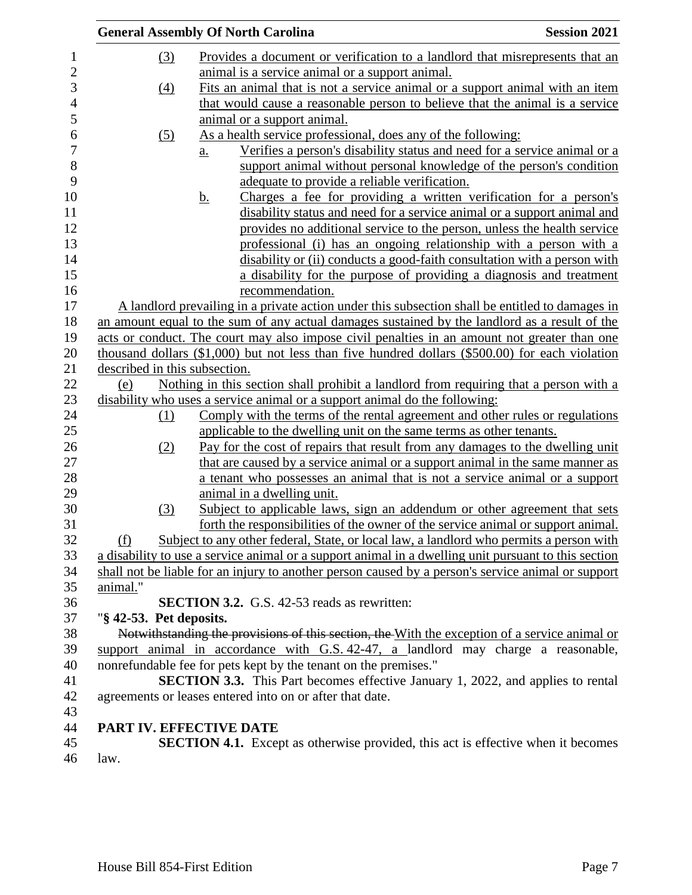(3) Provides a document or verification to a landlord that misrepresents that an animal is a service animal or a support animal.

(4) Fits an animal that is not a service animal or a support animal with an item that would cause a reasonable person to believe that the animal is a service animal or a support animal.

(5) As a health service professional, does any of the following:

a. Verifies a person's disability status and need for a service animal or a support animal without personal knowledge of the person's condition adequate to provide a reliable verification.

b. Charges a fee for providing a written verification for a person's disability status and need for a service animal or a support animal and provides no additional service to the person, unless the health service professional (i) has an ongoing relationship with a person with a disability or (ii) conducts a good-faith consultation with a person with a disability for the purpose of providing a diagnosis and treatment recommendation.

A landlord prevailing in a private action under this subsection shall be entitled to damages in an amount equal to the sum of any actual damages sustained by the landlord as a result of the acts or conduct. The court may also impose civil penalties in an amount not greater than one thousand dollars ($1,000) but not less than five hundred dollars ($500.00) for each violation described in this subsection.

(e) Nothing in this section shall prohibit a landlord from requiring that a person with a disability who uses a service animal or a support animal do the following:

(1) Comply with the terms of the rental agreement and other rules or regulations applicable to the dwelling unit on the same terms as other tenants.

(2) Pay for the cost of repairs that result from any damages to the dwelling unit that are caused by a service animal or a support animal in the same manner as a tenant who possesses an animal that is not a service animal or a support animal in a dwelling unit.

(3) Subject to applicable laws, sign an addendum or other agreement that sets forth the responsibilities of the owner of the service animal or support animal.

(f) Subject to any other federal, State, or local law, a landlord who permits a person with a disability to use a service animal or a support animal in a dwelling unit pursuant to this section shall not be liable for an injury to another person caused by a person's service animal or support animal."

**SECTION 3.2.** G.S. 42-53 reads as rewritten:

"**§ 42-53. Pet deposits.**

~~Notwithstanding the provisions of this section, the~~ With the exception of a service animal or support animal in accordance with G.S. 42-47, a landlord may charge a reasonable, nonrefundable fee for pets kept by the tenant on the premises."

**SECTION 3.3.** This Part becomes effective January 1, 2022, and applies to rental agreements or leases entered into on or after that date.

**PART IV. EFFECTIVE DATE**

**SECTION 4.1.** Except as otherwise provided, this act is effective when it becomes law.